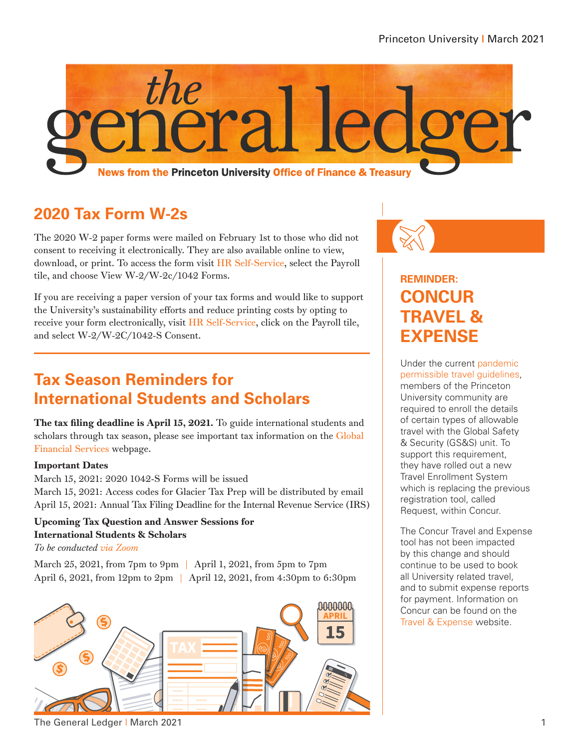# the general ledger

**News from the Princeton University Office of Finance & Treasury**

## 2020 Tax Form W-2s

The 2020 W-2 paper forms were mailed on February 1st to those who did not consent to receiving it electronically. They are also available online to view, download, or print. To access the form visit HR Self-Service, select the Payroll tile, and choose View W-2/W-2c/1042 Forms.

If you are receiving a paper version of your tax forms and would like to support the University's sustainability efforts and reduce printing costs by opting to receive your form electronically, visit HR Self-Service, click on the Payroll tile, and select W-2/W-2C/1042-S Consent.

## Tax Season Reminders for International Students and Scholars

**The tax filing deadline is April 15, 2021.** To guide international students and scholars through tax season, please see important tax information on the Global Financial Services webpage.

**Important Dates**

March 15, 2021: 2020 1042-S Forms will be issued
March 15, 2021: Access codes for Glacier Tax Prep will be distributed by email
April 15, 2021: Annual Tax Filing Deadline for the Internal Revenue Service (IRS)

**Upcoming Tax Question and Answer Sessions for International Students & Scholars**

*To be conducted via Zoom*

March 25, 2021, from 7pm to 9pm | April 1, 2021, from 5pm to 7pm
April 6, 2021, from 12pm to 2pm | April 12, 2021, from 4:30pm to 6:30pm

## REMINDER: CONCUR TRAVEL & EXPENSE

Under the current pandemic permissible travel guidelines, members of the Princeton University community are required to enroll the details of certain types of allowable travel with the Global Safety & Security (GS&S) unit. To support this requirement, they have rolled out a new Travel Enrollment System which is replacing the previous registration tool, called Request, within Concur.

The Concur Travel and Expense tool has not been impacted by this change and should continue to be used to book all University related travel, and to submit expense reports for payment. Information on Concur can be found on the Travel & Expense website.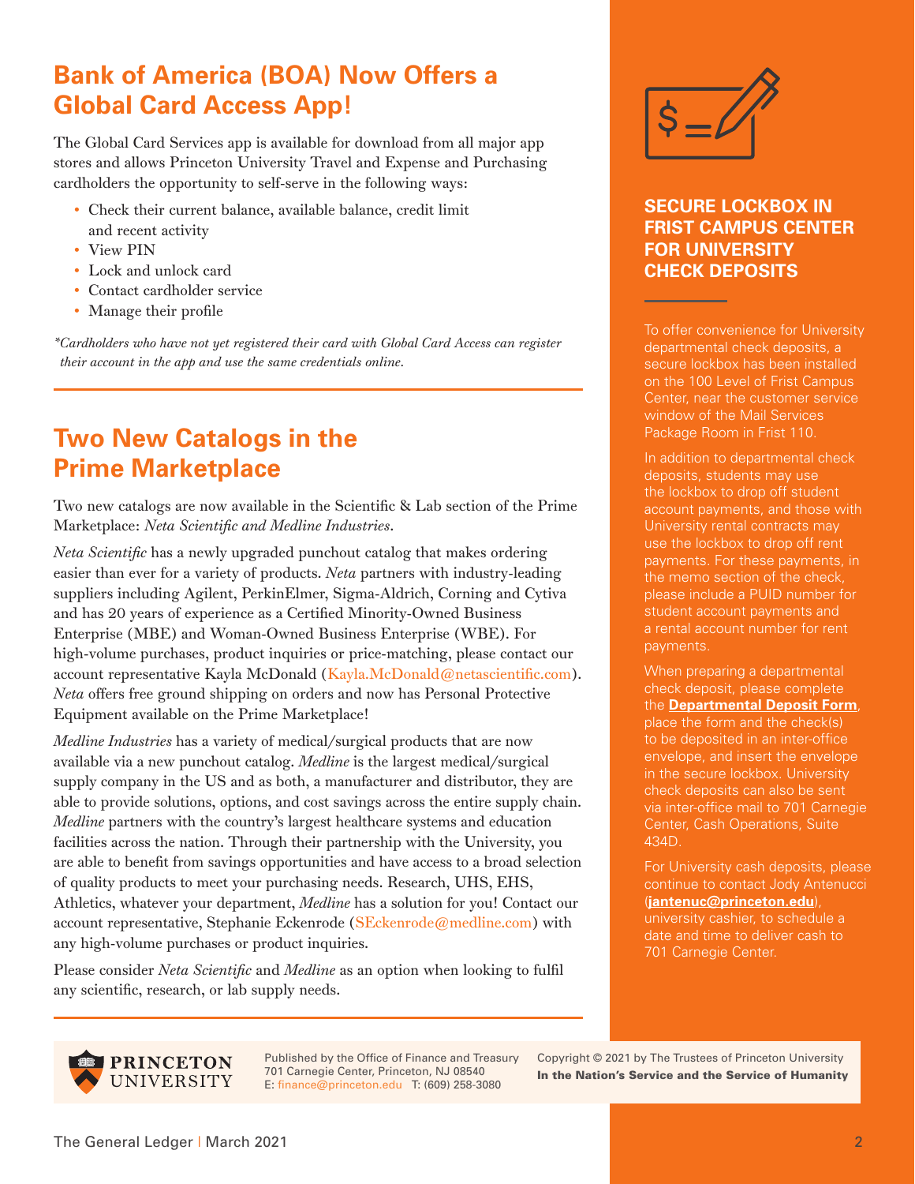## Bank of America (BOA) Now Offers a Global Card Access App!

The Global Card Services app is available for download from all major app stores and allows Princeton University Travel and Expense and Purchasing cardholders the opportunity to self-serve in the following ways:

- Check their current balance, available balance, credit limit and recent activity
- View PIN
- Lock and unlock card
- Contact cardholder service
- Manage their profile

*\*Cardholders who have not yet registered their card with Global Card Access can register their account in the app and use the same credentials online.*

## Two New Catalogs in the Prime Marketplace

Two new catalogs are now available in the Scientific & Lab section of the Prime Marketplace: *Neta Scientific and Medline Industries*.

*Neta Scientific* has a newly upgraded punchout catalog that makes ordering easier than ever for a variety of products. *Neta* partners with industry-leading suppliers including Agilent, PerkinElmer, Sigma-Aldrich, Corning and Cytiva and has 20 years of experience as a Certified Minority-Owned Business Enterprise (MBE) and Woman-Owned Business Enterprise (WBE). For high-volume purchases, product inquiries or price-matching, please contact our account representative Kayla McDonald (Kayla.McDonald@netascientific.com). *Neta* offers free ground shipping on orders and now has Personal Protective Equipment available on the Prime Marketplace!

*Medline Industries* has a variety of medical/surgical products that are now available via a new punchout catalog. *Medline* is the largest medical/surgical supply company in the US and as both, a manufacturer and distributor, they are able to provide solutions, options, and cost savings across the entire supply chain. *Medline* partners with the country's largest healthcare systems and education facilities across the nation. Through their partnership with the University, you are able to benefit from savings opportunities and have access to a broad selection of quality products to meet your purchasing needs. Research, UHS, EHS, Athletics, whatever your department, *Medline* has a solution for you! Contact our account representative, Stephanie Eckenrode (SEckenrode@medline.com) with any high-volume purchases or product inquiries.

Please consider *Neta Scientific* and *Medline* as an option when looking to fulfil any scientific, research, or lab supply needs.

## SECURE LOCKBOX IN FRIST CAMPUS CENTER FOR UNIVERSITY CHECK DEPOSITS

To offer convenience for University departmental check deposits, a secure lockbox has been installed on the 100 Level of Frist Campus Center, near the customer service window of the Mail Services Package Room in Frist 110.

In addition to departmental check deposits, students may use the lockbox to drop off student account payments, and those with University rental contracts may use the lockbox to drop off rent payments. For these payments, in the memo section of the check, please include a PUID number for student account payments and a rental account number for rent payments.

When preparing a departmental check deposit, please complete the **Departmental Deposit Form**, place the form and the check(s) to be deposited in an inter-office envelope, and insert the envelope in the secure lockbox. University check deposits can also be sent via inter-office mail to 701 Carnegie Center, Cash Operations, Suite 434D.

For University cash deposits, please continue to contact Jody Antenucci (**jantenuc@princeton.edu**), university cashier, to schedule a date and time to deliver cash to 701 Carnegie Center.

PRINCETON UNIVERSITY

Published by the Office of Finance and Treasury
701 Carnegie Center, Princeton, NJ 08540
E: finance@princeton.edu T: (609) 258-3080

Copyright © 2021 by The Trustees of Princeton University
**In the Nation's Service and the Service of Humanity**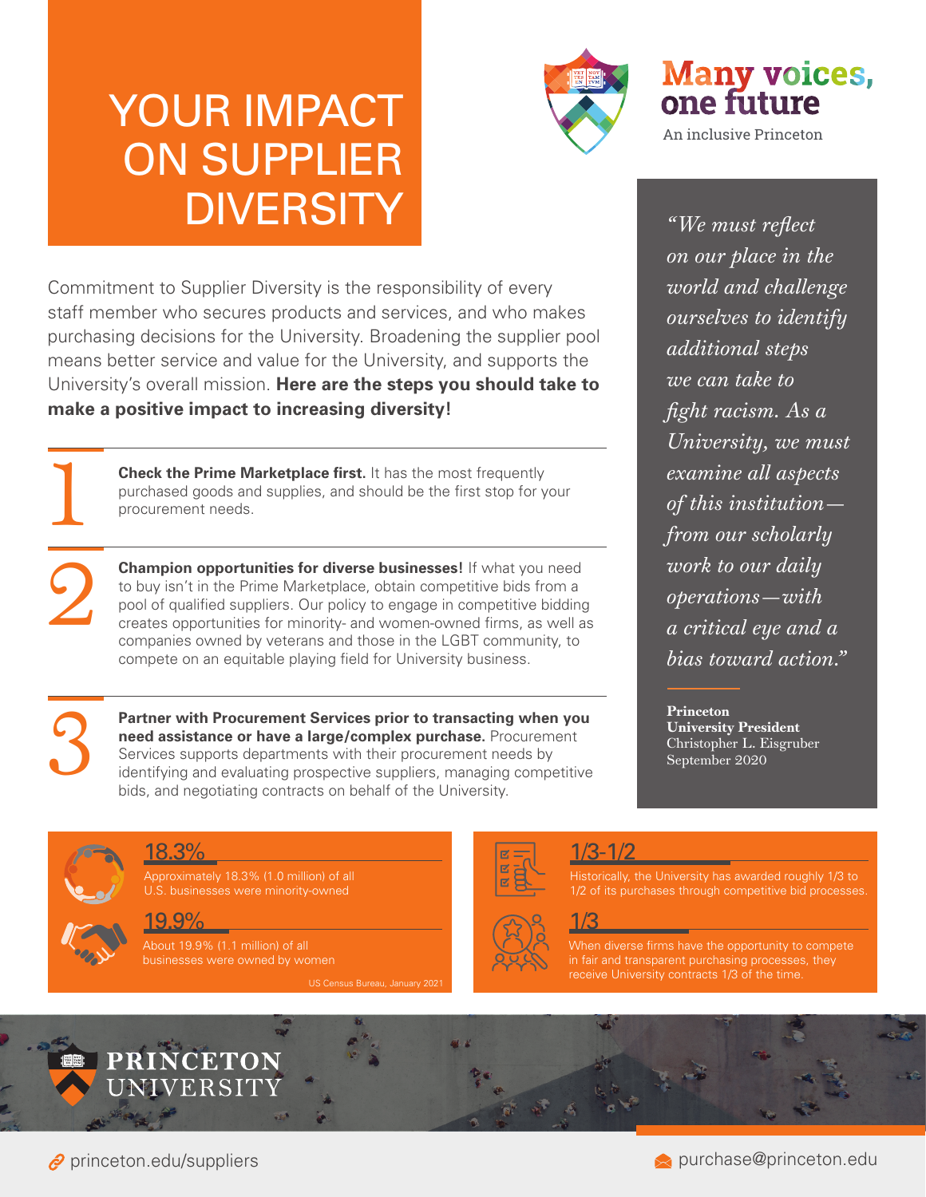# YOUR IMPACT ON SUPPLIER DIVERSITY

**Many voices, one future**
An inclusive Princeton

Commitment to Supplier Diversity is the responsibility of every staff member who secures products and services, and who makes purchasing decisions for the University. Broadening the supplier pool means better service and value for the University, and supports the University's overall mission. **Here are the steps you should take to make a positive impact to increasing diversity!**

1. **Check the Prime Marketplace first.** It has the most frequently purchased goods and supplies, and should be the first stop for your procurement needs.

2. **Champion opportunities for diverse businesses!** If what you need to buy isn't in the Prime Marketplace, obtain competitive bids from a pool of qualified suppliers. Our policy to engage in competitive bidding creates opportunities for minority- and women-owned firms, as well as companies owned by veterans and those in the LGBT community, to compete on an equitable playing field for University business.

3. **Partner with Procurement Services prior to transacting when you need assistance or have a large/complex purchase.** Procurement Services supports departments with their procurement needs by identifying and evaluating prospective suppliers, managing competitive bids, and negotiating contracts on behalf of the University.

*"We must reflect on our place in the world and challenge ourselves to identify additional steps we can take to fight racism. As a University, we must examine all aspects of this institution—from our scholarly work to our daily operations—with a critical eye and a bias toward action."*

**Princeton University President**
Christopher L. Eisgruber
September 2020

## 18.3%
Approximately 18.3% (1.0 million) of all U.S. businesses were minority-owned

## 19.9%
About 19.9% (1.1 million) of all businesses were owned by women

US Census Bureau, January 2021

## 1/3-1/2
Historically, the University has awarded roughly 1/3 to 1/2 of its purchases through competitive bid processes.

## 1/3
When diverse firms have the opportunity to compete in fair and transparent purchasing processes, they receive University contracts 1/3 of the time.

PRINCETON UNIVERSITY

princeton.edu/suppliers

purchase@princeton.edu